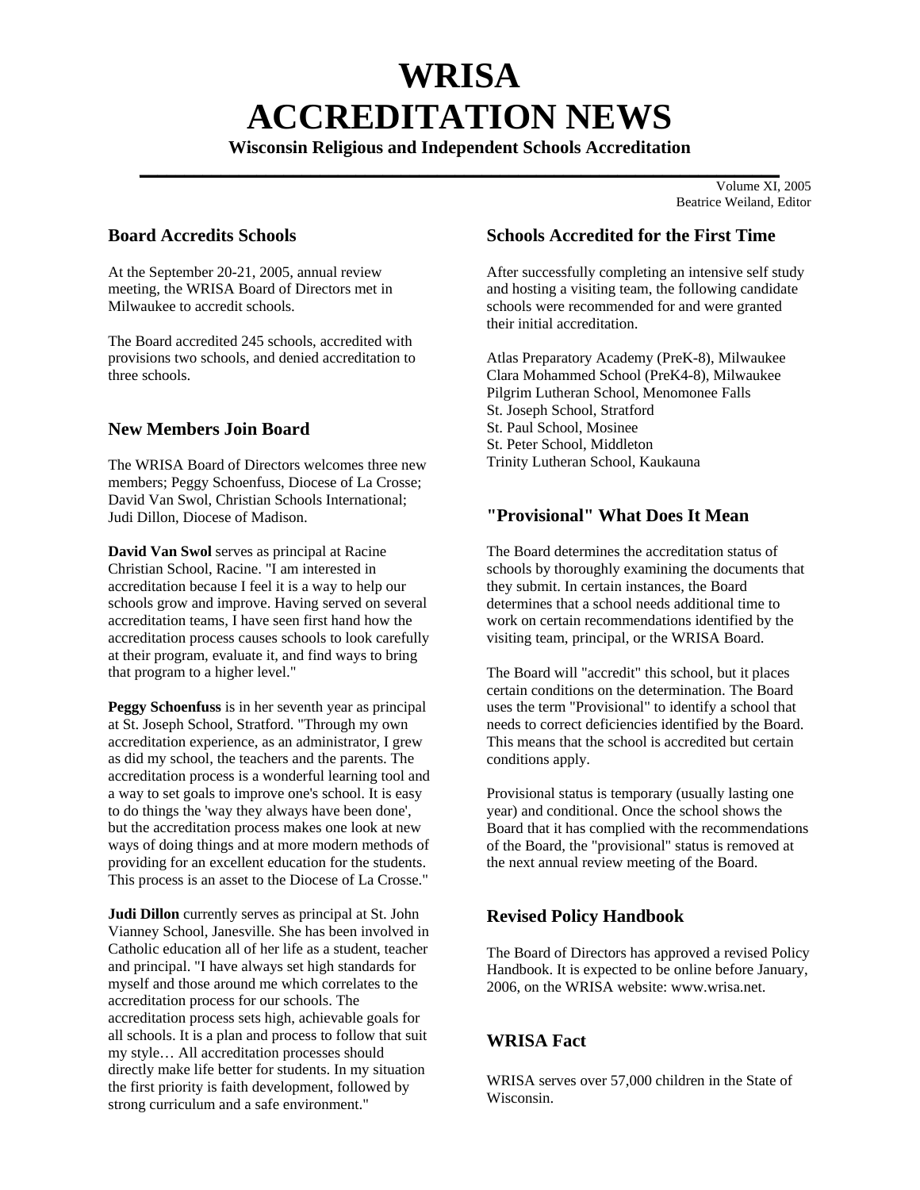# WRISA ACCREDITATION NEWS

**Wisconsin Religious and Independent Schools Accreditation**

Volume XI, 2005
Beatrice Weiland, Editor

## Board Accredits Schools

At the September 20-21, 2005, annual review meeting, the WRISA Board of Directors met in Milwaukee to accredit schools.

The Board accredited 245 schools, accredited with provisions two schools, and denied accreditation to three schools.

## New Members Join Board

The WRISA Board of Directors welcomes three new members; Peggy Schoenfuss, Diocese of La Crosse; David Van Swol, Christian Schools International; Judi Dillon, Diocese of Madison.

**David Van Swol** serves as principal at Racine Christian School, Racine. "I am interested in accreditation because I feel it is a way to help our schools grow and improve. Having served on several accreditation teams, I have seen first hand how the accreditation process causes schools to look carefully at their program, evaluate it, and find ways to bring that program to a higher level."

**Peggy Schoenfuss** is in her seventh year as principal at St. Joseph School, Stratford. "Through my own accreditation experience, as an administrator, I grew as did my school, the teachers and the parents. The accreditation process is a wonderful learning tool and a way to set goals to improve one's school. It is easy to do things the 'way they always have been done', but the accreditation process makes one look at new ways of doing things and at more modern methods of providing for an excellent education for the students. This process is an asset to the Diocese of La Crosse."

**Judi Dillon** currently serves as principal at St. John Vianney School, Janesville. She has been involved in Catholic education all of her life as a student, teacher and principal. "I have always set high standards for myself and those around me which correlates to the accreditation process for our schools. The accreditation process sets high, achievable goals for all schools. It is a plan and process to follow that suit my style… All accreditation processes should directly make life better for students. In my situation the first priority is faith development, followed by strong curriculum and a safe environment."

## Schools Accredited for the First Time

After successfully completing an intensive self study and hosting a visiting team, the following candidate schools were recommended for and were granted their initial accreditation.

Atlas Preparatory Academy (PreK-8), Milwaukee
Clara Mohammed School (PreK4-8), Milwaukee
Pilgrim Lutheran School, Menomonee Falls
St. Joseph School, Stratford
St. Paul School, Mosinee
St. Peter School, Middleton
Trinity Lutheran School, Kaukauna

## "Provisional" What Does It Mean

The Board determines the accreditation status of schools by thoroughly examining the documents that they submit. In certain instances, the Board determines that a school needs additional time to work on certain recommendations identified by the visiting team, principal, or the WRISA Board.

The Board will "accredit" this school, but it places certain conditions on the determination. The Board uses the term "Provisional" to identify a school that needs to correct deficiencies identified by the Board. This means that the school is accredited but certain conditions apply.

Provisional status is temporary (usually lasting one year) and conditional. Once the school shows the Board that it has complied with the recommendations of the Board, the "provisional" status is removed at the next annual review meeting of the Board.

## Revised Policy Handbook

The Board of Directors has approved a revised Policy Handbook. It is expected to be online before January, 2006, on the WRISA website: www.wrisa.net.

## WRISA Fact

WRISA serves over 57,000 children in the State of Wisconsin.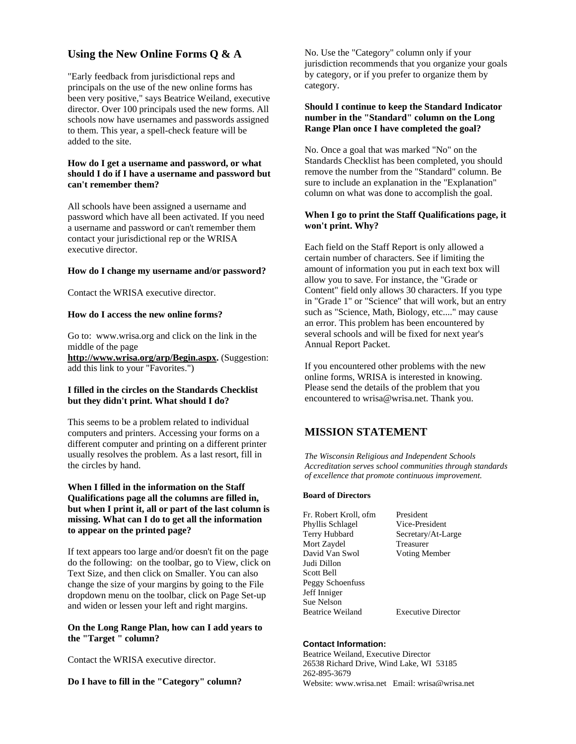## Using the New Online Forms Q & A

"Early feedback from jurisdictional reps and principals on the use of the new online forms has been very positive," says Beatrice Weiland, executive director. Over 100 principals used the new forms. All schools now have usernames and passwords assigned to them. This year, a spell-check feature will be added to the site.

**How do I get a username and password, or what should I do if I have a username and password but can't remember them?**

All schools have been assigned a username and password which have all been activated. If you need a username and password or can't remember them contact your jurisdictional rep or the WRISA executive director.

**How do I change my username and/or password?**

Contact the WRISA executive director.

**How do I access the new online forms?**

Go to: www.wrisa.org and click on the link in the middle of the page **http://www.wrisa.org/arp/Begin.aspx.** (Suggestion: add this link to your "Favorites.")

**I filled in the circles on the Standards Checklist but they didn't print. What should I do?**

This seems to be a problem related to individual computers and printers. Accessing your forms on a different computer and printing on a different printer usually resolves the problem. As a last resort, fill in the circles by hand.

**When I filled in the information on the Staff Qualifications page all the columns are filled in, but when I print it, all or part of the last column is missing. What can I do to get all the information to appear on the printed page?**

If text appears too large and/or doesn't fit on the page do the following: on the toolbar, go to View, click on Text Size, and then click on Smaller. You can also change the size of your margins by going to the File dropdown menu on the toolbar, click on Page Set-up and widen or lessen your left and right margins.

**On the Long Range Plan, how can I add years to the "Target " column?**

Contact the WRISA executive director.

**Do I have to fill in the "Category" column?**

No. Use the "Category" column only if your jurisdiction recommends that you organize your goals by category, or if you prefer to organize them by category.

**Should I continue to keep the Standard Indicator number in the "Standard" column on the Long Range Plan once I have completed the goal?**

No. Once a goal that was marked "No" on the Standards Checklist has been completed, you should remove the number from the "Standard" column. Be sure to include an explanation in the "Explanation" column on what was done to accomplish the goal.

**When I go to print the Staff Qualifications page, it won't print. Why?**

Each field on the Staff Report is only allowed a certain number of characters. See if limiting the amount of information you put in each text box will allow you to save. For instance, the "Grade or Content" field only allows 30 characters. If you type in "Grade 1" or "Science" that will work, but an entry such as "Science, Math, Biology, etc...." may cause an error. This problem has been encountered by several schools and will be fixed for next year's Annual Report Packet.

If you encountered other problems with the new online forms, WRISA is interested in knowing. Please send the details of the problem that you encountered to wrisa@wrisa.net. Thank you.

## MISSION STATEMENT

*The Wisconsin Religious and Independent Schools Accreditation serves school communities through standards of excellence that promote continuous improvement.*

**Board of Directors**

| | |
|---|---|
| Fr. Robert Kroll, ofm | President |
| Phyllis Schlagel | Vice-President |
| Terry Hubbard | Secretary/At-Large |
| Mort Zaydel | Treasurer |
| David Van Swol | Voting Member |
| Judi Dillon | |
| Scott Bell | |
| Peggy Schoenfuss | |
| Jeff Inniger | |
| Sue Nelson | |
| Beatrice Weiland | Executive Director |

**Contact Information:**
Beatrice Weiland, Executive Director
26538 Richard Drive, Wind Lake, WI 53185
262-895-3679
Website: www.wrisa.net Email: wrisa@wrisa.net